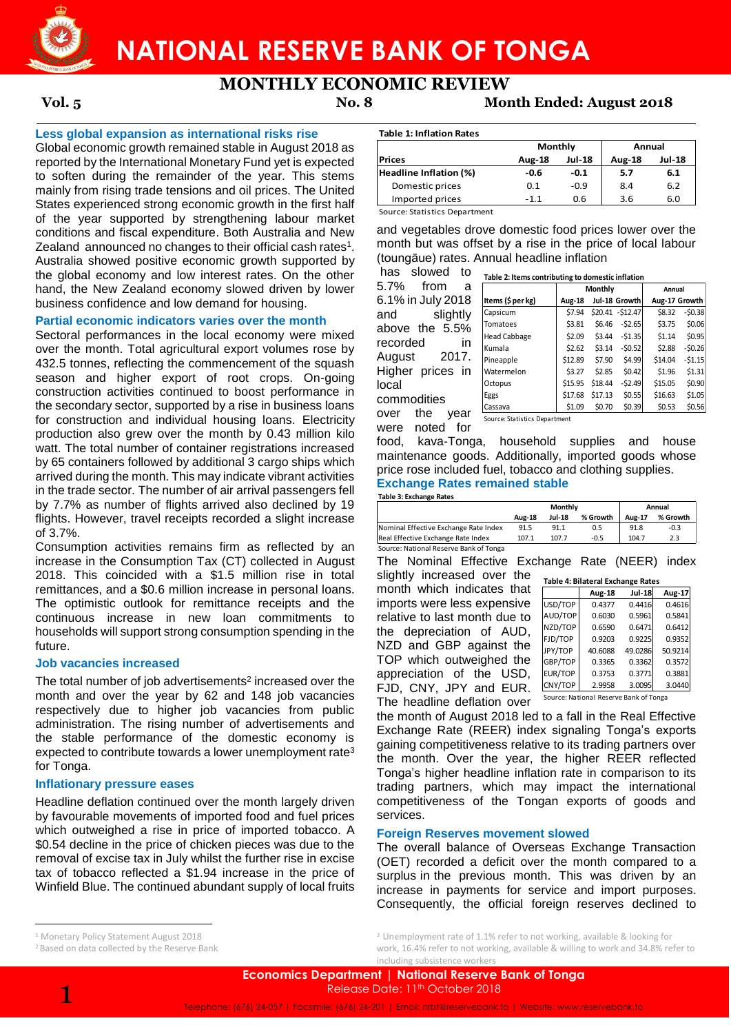# NATIONAL RESERVE BANK OF TONGA

## MONTHLY ECONOMIC REVIEW

**Vol. 5** **No. 8** **Month Ended: August 2018**

### Less global expansion as international risks rise

Global economic growth remained stable in August 2018 as reported by the International Monetary Fund yet is expected to soften during the remainder of the year. This stems mainly from rising trade tensions and oil prices. The United States experienced strong economic growth in the first half of the year supported by strengthening labour market conditions and fiscal expenditure. Both Australia and New Zealand announced no changes to their official cash rates[1]. Australia showed positive economic growth supported by the global economy and low interest rates. On the other hand, the New Zealand economy slowed driven by lower business confidence and low demand for housing.

### Partial economic indicators varies over the month

Sectoral performances in the local economy were mixed over the month. Total agricultural export volumes rose by 432.5 tonnes, reflecting the commencement of the squash season and higher export of root crops. On-going construction activities continued to boost performance in the secondary sector, supported by a rise in business loans for construction and individual housing loans. Electricity production also grew over the month by 0.43 million kilo watt. The total number of container registrations increased by 65 containers followed by additional 3 cargo ships which arrived during the month. This may indicate vibrant activities in the trade sector. The number of air arrival passengers fell by 7.7% as number of flights arrived also declined by 19 flights. However, travel receipts recorded a slight increase of 3.7%.

Consumption activities remains firm as reflected by an increase in the Consumption Tax (CT) collected in August 2018. This coincided with a $1.5 million rise in total remittances, and a $0.6 million increase in personal loans. The optimistic outlook for remittance receipts and the continuous increase in new loan commitments to households will support strong consumption spending in the future.

### Job vacancies increased

The total number of job advertisements[2] increased over the month and over the year by 62 and 148 job vacancies respectively due to higher job vacancies from public administration. The rising number of advertisements and the stable performance of the domestic economy is expected to contribute towards a lower unemployment rate[3] for Tonga.

### Inflationary pressure eases

Headline deflation continued over the month largely driven by favourable movements of imported food and fuel prices which outweighed a rise in price of imported tobacco. A $0.54 decline in the price of chicken pieces was due to the removal of excise tax in July whilst the further rise in excise tax of tobacco reflected a $1.94 increase in the price of Winfield Blue. The continued abundant supply of local fruits and vegetables drove domestic food prices lower over the month but was offset by a rise in the price of local labour (toungāue) rates. Annual headline inflation has slowed to 5.7% from 6.1% in July 2018 and slightly above the 5.5% recorded in August 2017. Higher prices in local commodities over the year were noted for food, kava-Tonga, household supplies and house maintenance goods. Additionally, imported goods whose price rose included fuel, tobacco and clothing supplies.

**Table 1: Inflation Rates**

| | Monthly | | Annual | |
|---|---|---|---|---|
| **Prices** | **Aug-18** | **Jul-18** | **Aug-18** | **Jul-18** |
| **Headline Inflation (%)** | **-0.6** | **-0.1** | **5.7** | **6.1** |
| Domestic prices | 0.1 | -0.9 | 8.4 | 6.2 |
| Imported prices | -1.1 | 0.6 | 3.6 | 6.0 |

Source: Statistics Department

**Table 2: Items contributing to domestic inflation**

| | Monthly | | | Annual | |
|---|---|---|---|---|---|
| Items ($ per kg) | Aug-18 | Jul-18 | Growth | Aug-17 | Growth |
| Capsicum | $7.94 | $20.41 | -$12.47 | $8.32 | -$0.38 |
| Tomatoes | $3.81 | $6.46 | -$2.65 | $3.75 | $0.06 |
| Head Cabbage | $2.09 | $3.44 | -$1.35 | $1.14 | $0.95 |
| Kumala | $2.62 | $3.14 | -$0.52 | $2.88 | -$0.26 |
| Pineapple | $12.89 | $7.90 | $4.99 | $14.04 | -$1.15 |
| Watermelon | $3.27 | $2.85 | $0.42 | $1.96 | $1.31 |
| Octopus | $15.95 | $18.44 | -$2.49 | $15.05 | $0.90 |
| Eggs | $17.68 | $17.13 | $0.55 | $16.63 | $1.05 |
| Cassava | $1.09 | $0.70 | $0.39 | $0.53 | $0.56 |

Source: Statistics Department

### Exchange Rates remained stable

**Table 3: Exchange Rates**

| | Monthly | | | Annual | |
|---|---|---|---|---|---|
| | Aug-18 | Jul-18 | % Growth | Aug-17 | % Growth |
| Nominal Effective Exchange Rate Index | 91.5 | 91.1 | 0.5 | 91.8 | -0.3 |
| Real Effective Exchange Rate Index | 107.1 | 107.7 | -0.5 | 104.7 | 2.3 |

Source: National Reserve Bank of Tonga

The Nominal Effective Exchange Rate (NEER) index slightly increased over the month which indicates that imports were less expensive relative to last month due to the depreciation of AUD, NZD and GBP against the TOP which outweighed the appreciation of the USD, FJD, CNY, JPY and EUR. The headline deflation over the month of August 2018 led to a fall in the Real Effective Exchange Rate (REER) index signaling Tonga's exports gaining competitiveness relative to its trading partners over the month. Over the year, the higher REER reflected Tonga's higher headline inflation rate in comparison to its trading partners, which may impact the international competitiveness of the Tongan exports of goods and services.

**Table 4: Bilateral Exchange Rates**

| | Aug-18 | Jul-18 | Aug-17 |
|---|---|---|---|
| USD/TOP | 0.4377 | 0.4416 | 0.4616 |
| AUD/TOP | 0.6030 | 0.5961 | 0.5841 |
| NZD/TOP | 0.6590 | 0.6471 | 0.6412 |
| FJD/TOP | 0.9203 | 0.9225 | 0.9352 |
| JPY/TOP | 40.6088 | 49.0286 | 50.9214 |
| GBP/TOP | 0.3365 | 0.3362 | 0.3572 |
| EUR/TOP | 0.3753 | 0.3771 | 0.3881 |
| CNY/TOP | 2.9958 | 3.0095 | 3.0440 |

Source: National Reserve Bank of Tonga

### Foreign Reserves movement slowed

The overall balance of Overseas Exchange Transaction (OET) recorded a deficit over the month compared to a surplus in the previous month. This was driven by an increase in payments for service and import purposes. Consequently, the official foreign reserves declined to

---

[1] Monetary Policy Statement August 2018

[2] Based on data collected by the Reserve Bank

[3] Unemployment rate of 1.1% refer to not working, available & looking for work, 16.4% refer to not working, available & willing to work and 34.8% refer to including subsistence workers

**Economics Department | National Reserve Bank of Tonga**
Release Date: 11th October 2018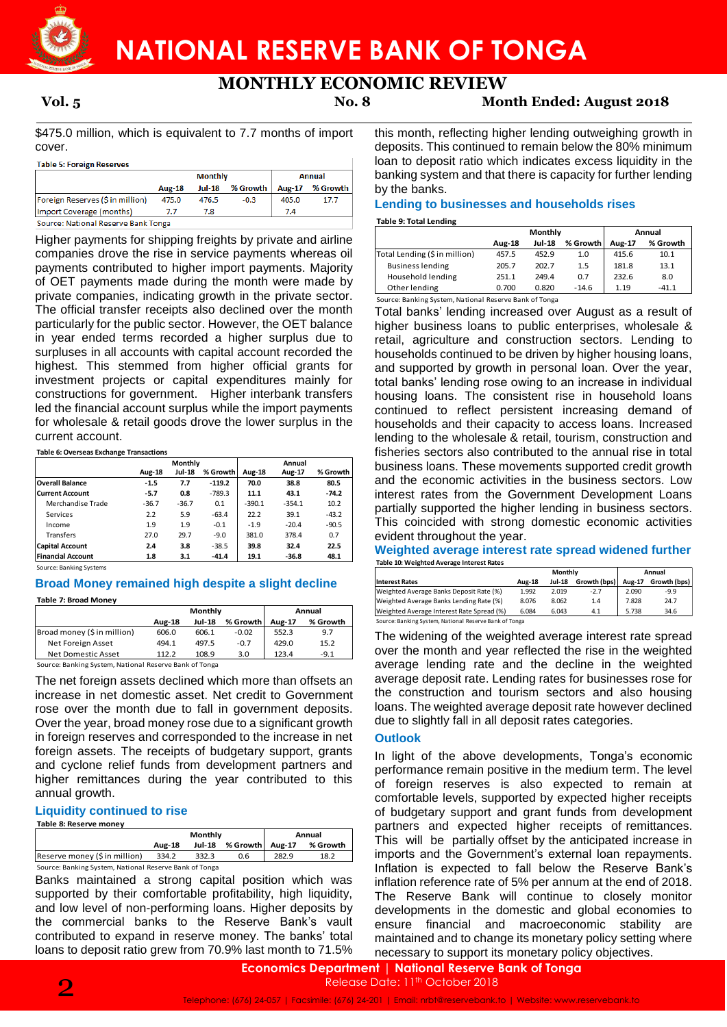$475.0 million, which is equivalent to 7.7 months of import cover.

**Table 5: Foreign Reserves**

| | Monthly | | | Annual | |
|---|---|---|---|---|---|
| | Aug-18 | Jul-18 | % Growth | Aug-17 | % Growth |
| Foreign Reserves ($ in million) | 475.0 | 476.5 | -0.3 | 405.0 | 17.7 |
| Import Coverage (months) | 7.7 | 7.8 | | 7.4 | |

Source: National Reserve Bank Tonga

Higher payments for shipping freights by private and airline companies drove the rise in service payments whereas oil payments contributed to higher import payments. Majority of OET payments made during the month were made by private companies, indicating growth in the private sector. The official transfer receipts also declined over the month particularly for the public sector. However, the OET balance in year ended terms recorded a higher surplus due to surpluses in all accounts with capital account recorded the highest. This stemmed from higher official grants for investment projects or capital expenditures mainly for constructions for government. Higher interbank transfers led the financial account surplus while the import payments for wholesale & retail goods drove the lower surplus in the current account.

**Table 6: Overseas Exchange Transactions**

| | Monthly | | | Annual | | |
|---|---|---|---|---|---|---|
| | Aug-18 | Jul-18 | % Growth | Aug-18 | Aug-17 | % Growth |
| **Overall Balance** | **-1.5** | **7.7** | **-119.2** | **70.0** | **38.8** | **80.5** |
| **Current Account** | **-5.7** | **0.8** | **-789.3** | **11.1** | **43.1** | **-74.2** |
| Merchandise Trade | -36.7 | -36.7 | 0.1 | -390.1 | -354.1 | 10.2 |
| Services | 2.2 | 5.9 | -63.4 | 22.2 | 39.1 | -43.2 |
| Income | 1.9 | 1.9 | -0.1 | -1.9 | -20.4 | -90.5 |
| Transfers | 27.0 | 29.7 | -9.0 | 381.0 | 378.4 | 0.7 |
| **Capital Account** | **2.4** | **3.8** | **-38.5** | **39.8** | **32.4** | **22.5** |
| **Financial Account** | **1.8** | **3.1** | **-41.4** | **19.1** | **-36.8** | **48.1** |

Source: Banking Systems

## Broad Money remained high despite a slight decline

**Table 7: Broad Money**

| | Monthly | | | Annual | |
|---|---|---|---|---|---|
| | Aug-18 | Jul-18 | % Growth | Aug-17 | % Growth |
| Broad money ($ in million) | 606.0 | 606.1 | -0.02 | 552.3 | 9.7 |
| Net Foreign Asset | 494.1 | 497.5 | -0.7 | 429.0 | 15.2 |
| Net Domestic Asset | 112.2 | 108.9 | 3.0 | 123.4 | -9.1 |

Source: Banking System, National Reserve Bank of Tonga

The net foreign assets declined which more than offsets an increase in net domestic asset. Net credit to Government rose over the month due to fall in government deposits. Over the year, broad money rose due to a significant growth in foreign reserves and corresponded to the increase in net foreign assets. The receipts of budgetary support, grants and cyclone relief funds from development partners and higher remittances during the year contributed to this annual growth.

## Liquidity continued to rise

**Table 8: Reserve money**

| | Monthly | | | Annual | |
|---|---|---|---|---|---|
| | Aug-18 | Jul-18 | % Growth | Aug-17 | % Growth |
| Reserve money ($ in million) | 334.2 | 332.3 | 0.6 | 282.9 | 18.2 |

Source: Banking System, National Reserve Bank of Tonga

Banks maintained a strong capital position which was supported by their comfortable profitability, high liquidity, and low level of non-performing loans. Higher deposits by the commercial banks to the Reserve Bank's vault contributed to expand in reserve money. The banks' total loans to deposit ratio grew from 70.9% last month to 71.5% this month, reflecting higher lending outweighing growth in deposits. This continued to remain below the 80% minimum loan to deposit ratio which indicates excess liquidity in the banking system and that there is capacity for further lending by the banks.

## Lending to businesses and households rises

**Table 9: Total Lending**

| | Monthly | | | Annual | |
|---|---|---|---|---|---|
| | Aug-18 | Jul-18 | % Growth | Aug-17 | % Growth |
| Total Lending ($ in million) | 457.5 | 452.9 | 1.0 | 415.6 | 10.1 |
| Business lending | 205.7 | 202.7 | 1.5 | 181.8 | 13.1 |
| Household lending | 251.1 | 249.4 | 0.7 | 232.6 | 8.0 |
| Other lending | 0.700 | 0.820 | -14.6 | 1.19 | -41.1 |

Source: Banking System, National Reserve Bank of Tonga

Total banks' lending increased over August as a result of higher business loans to public enterprises, wholesale & retail, agriculture and construction sectors. Lending to households continued to be driven by higher housing loans, and supported by growth in personal loan. Over the year, total banks' lending rose owing to an increase in individual housing loans. The consistent rise in household loans continued to reflect persistent increasing demand of households and their capacity to access loans. Increased lending to the wholesale & retail, tourism, construction and fisheries sectors also contributed to the annual rise in total business loans. These movements supported credit growth and the economic activities in the business sectors. Low interest rates from the Government Development Loans partially supported the higher lending in business sectors. This coincided with strong domestic economic activities evident throughout the year.

## Weighted average interest rate spread widened further

**Table 10: Weighted Average Interest Rates**

| | Monthly | | | Annual | |
|---|---|---|---|---|---|
| Interest Rates | Aug-18 | Jul-18 | Growth (bps) | Aug-17 | Growth (bps) |
| Weighted Average Banks Deposit Rate (%) | 1.992 | 2.019 | -2.7 | 2.090 | -9.9 |
| Weighted Average Banks Lending Rate (%) | 8.076 | 8.062 | 1.4 | 7.828 | 24.7 |
| Weighted Average Interest Rate Spread (%) | 6.084 | 6.043 | 4.1 | 5.738 | 34.6 |

Source: Banking System, National Reserve Bank of Tonga

The widening of the weighted average interest rate spread over the month and year reflected the rise in the weighted average lending rate and the decline in the weighted average deposit rate. Lending rates for businesses rose for the construction and tourism sectors and also housing loans. The weighted average deposit rate however declined due to slightly fall in all deposit rates categories.

## Outlook

In light of the above developments, Tonga's economic performance remain positive in the medium term. The level of foreign reserves is also expected to remain at comfortable levels, supported by expected higher receipts of budgetary support and grant funds from development partners and expected higher receipts of remittances. This will be partially offset by the anticipated increase in imports and the Government's external loan repayments. Inflation is expected to fall below the Reserve Bank's inflation reference rate of 5% per annum at the end of 2018. The Reserve Bank will continue to closely monitor developments in the domestic and global economies to ensure financial and macroeconomic stability are maintained and to change its monetary policy setting where necessary to support its monetary policy objectives.

**Economics Department | National Reserve Bank of Tonga**

Release Date: 11th October 2018

Telephone: (676) 24-057 | Facsimile: (676) 24-201 | Email: nrbt@reservebank.to | Website: www.reservebank.to